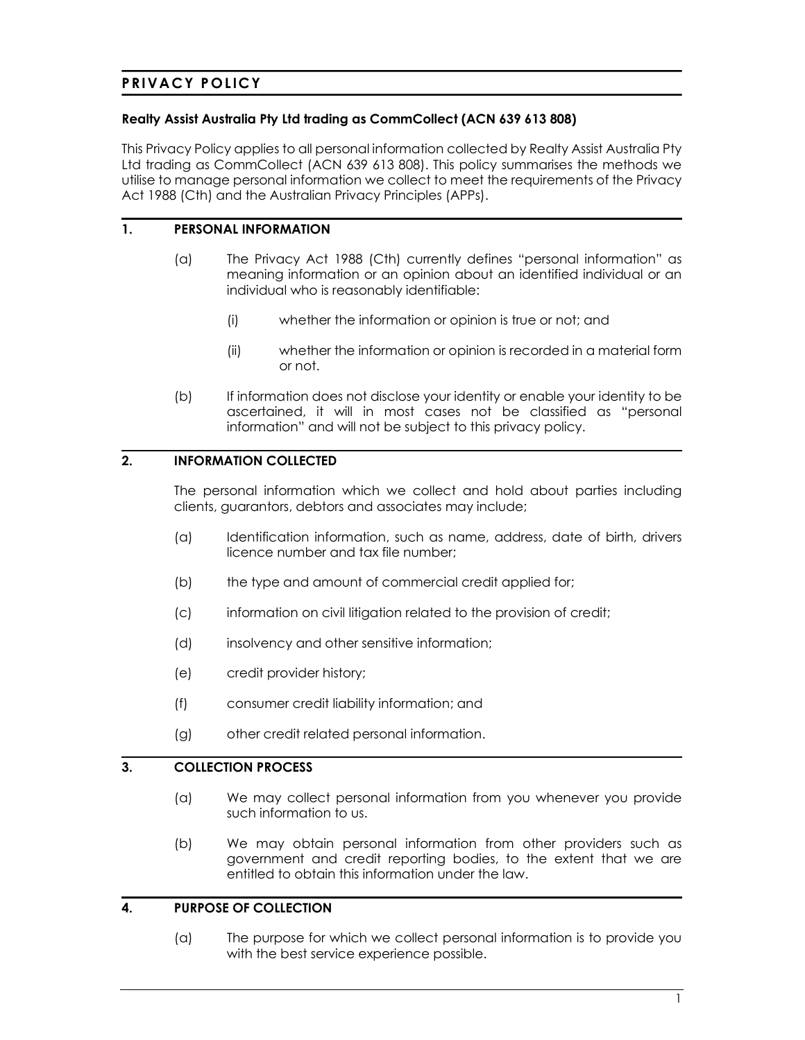# PRIVACY POLICY

**Realty Assist Australia Pty Ltd trading as CommCollect (ACN 639 613 808)**

This Privacy Policy applies to all personal information collected by Realty Assist Australia Pty Ltd trading as CommCollect (ACN 639 613 808). This policy summarises the methods we utilise to manage personal information we collect to meet the requirements of the Privacy Act 1988 (Cth) and the Australian Privacy Principles (APPs).

## 1. PERSONAL INFORMATION

(a) The Privacy Act 1988 (Cth) currently defines "personal information" as meaning information or an opinion about an identified individual or an individual who is reasonably identifiable:

   (i) whether the information or opinion is true or not; and

   (ii) whether the information or opinion is recorded in a material form or not.

(b) If information does not disclose your identity or enable your identity to be ascertained, it will in most cases not be classified as "personal information" and will not be subject to this privacy policy.

## 2. INFORMATION COLLECTED

The personal information which we collect and hold about parties including clients, guarantors, debtors and associates may include;

(a) Identification information, such as name, address, date of birth, drivers licence number and tax file number;

(b) the type and amount of commercial credit applied for;

(c) information on civil litigation related to the provision of credit;

(d) insolvency and other sensitive information;

(e) credit provider history;

(f) consumer credit liability information; and

(g) other credit related personal information.

## 3. COLLECTION PROCESS

(a) We may collect personal information from you whenever you provide such information to us.

(b) We may obtain personal information from other providers such as government and credit reporting bodies, to the extent that we are entitled to obtain this information under the law.

## 4. PURPOSE OF COLLECTION

(a) The purpose for which we collect personal information is to provide you with the best service experience possible.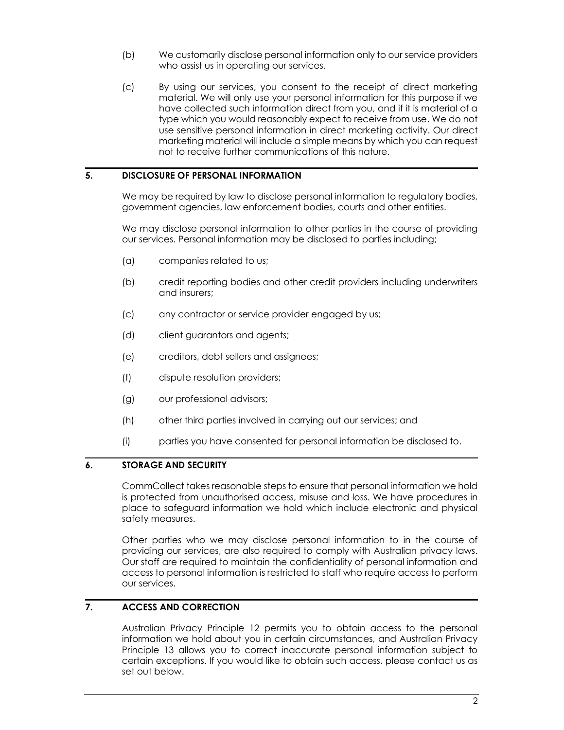(b) We customarily disclose personal information only to our service providers who assist us in operating our services.

(c) By using our services, you consent to the receipt of direct marketing material. We will only use your personal information for this purpose if we have collected such information direct from you, and if it is material of a type which you would reasonably expect to receive from use. We do not use sensitive personal information in direct marketing activity. Our direct marketing material will include a simple means by which you can request not to receive further communications of this nature.

## 5. DISCLOSURE OF PERSONAL INFORMATION

We may be required by law to disclose personal information to regulatory bodies, government agencies, law enforcement bodies, courts and other entities.

We may disclose personal information to other parties in the course of providing our services. Personal information may be disclosed to parties including;

(a) companies related to us;

(b) credit reporting bodies and other credit providers including underwriters and insurers;

(c) any contractor or service provider engaged by us;

(d) client guarantors and agents;

(e) creditors, debt sellers and assignees;

(f) dispute resolution providers;

(g) our professional advisors;

(h) other third parties involved in carrying out our services; and

(i) parties you have consented for personal information be disclosed to.

## 6. STORAGE AND SECURITY

CommCollect takes reasonable steps to ensure that personal information we hold is protected from unauthorised access, misuse and loss. We have procedures in place to safeguard information we hold which include electronic and physical safety measures.

Other parties who we may disclose personal information to in the course of providing our services, are also required to comply with Australian privacy laws. Our staff are required to maintain the confidentiality of personal information and access to personal information is restricted to staff who require access to perform our services.

## 7. ACCESS AND CORRECTION

Australian Privacy Principle 12 permits you to obtain access to the personal information we hold about you in certain circumstances, and Australian Privacy Principle 13 allows you to correct inaccurate personal information subject to certain exceptions. If you would like to obtain such access, please contact us as set out below.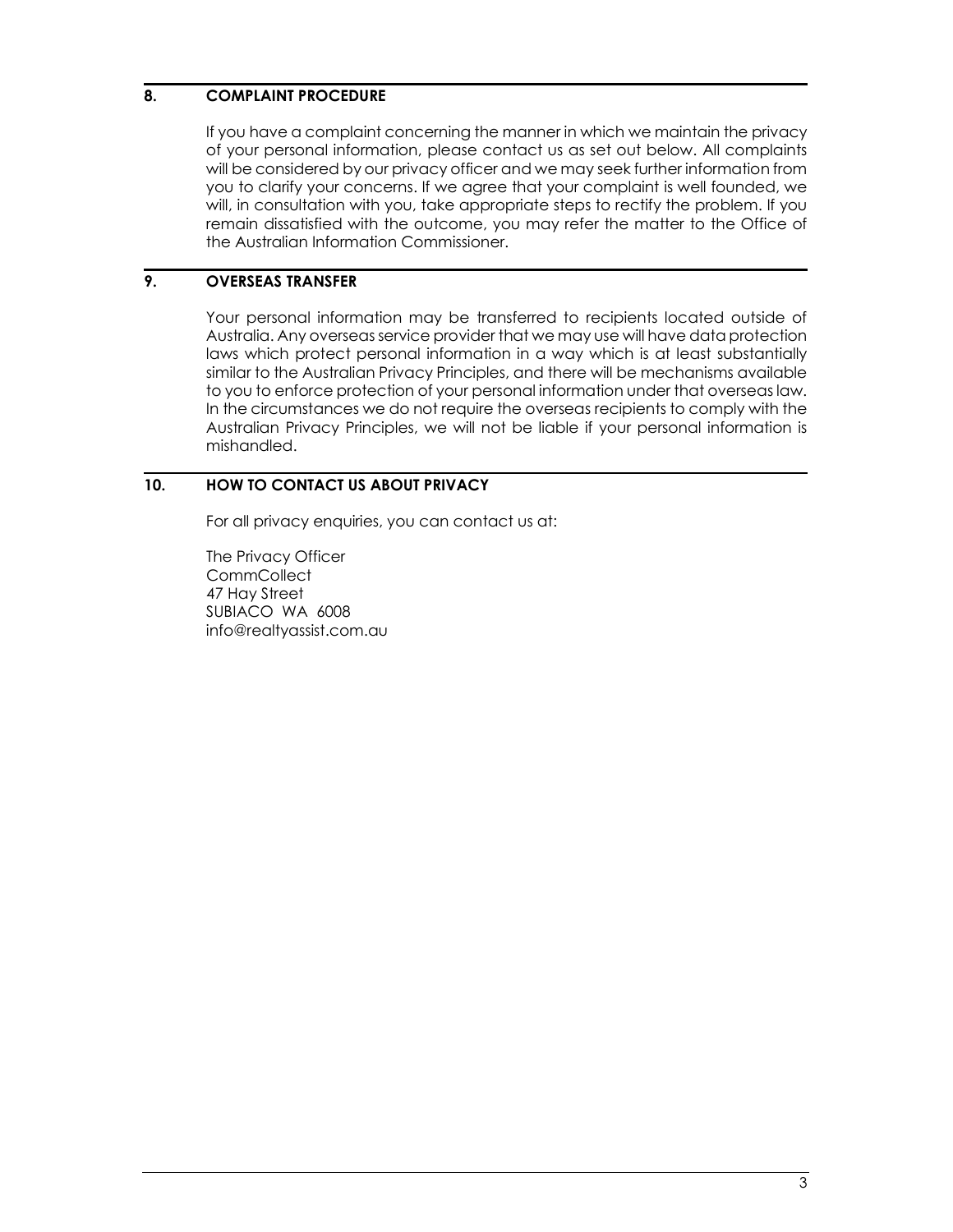## 8. COMPLAINT PROCEDURE

If you have a complaint concerning the manner in which we maintain the privacy of your personal information, please contact us as set out below. All complaints will be considered by our privacy officer and we may seek further information from you to clarify your concerns. If we agree that your complaint is well founded, we will, in consultation with you, take appropriate steps to rectify the problem. If you remain dissatisfied with the outcome, you may refer the matter to the Office of the Australian Information Commissioner.

## 9. OVERSEAS TRANSFER

Your personal information may be transferred to recipients located outside of Australia. Any overseas service provider that we may use will have data protection laws which protect personal information in a way which is at least substantially similar to the Australian Privacy Principles, and there will be mechanisms available to you to enforce protection of your personal information under that overseas law. In the circumstances we do not require the overseas recipients to comply with the Australian Privacy Principles, we will not be liable if your personal information is mishandled.

## 10. HOW TO CONTACT US ABOUT PRIVACY

For all privacy enquiries, you can contact us at:

The Privacy Officer
CommCollect
47 Hay Street
SUBIACO WA 6008
info@realtyassist.com.au